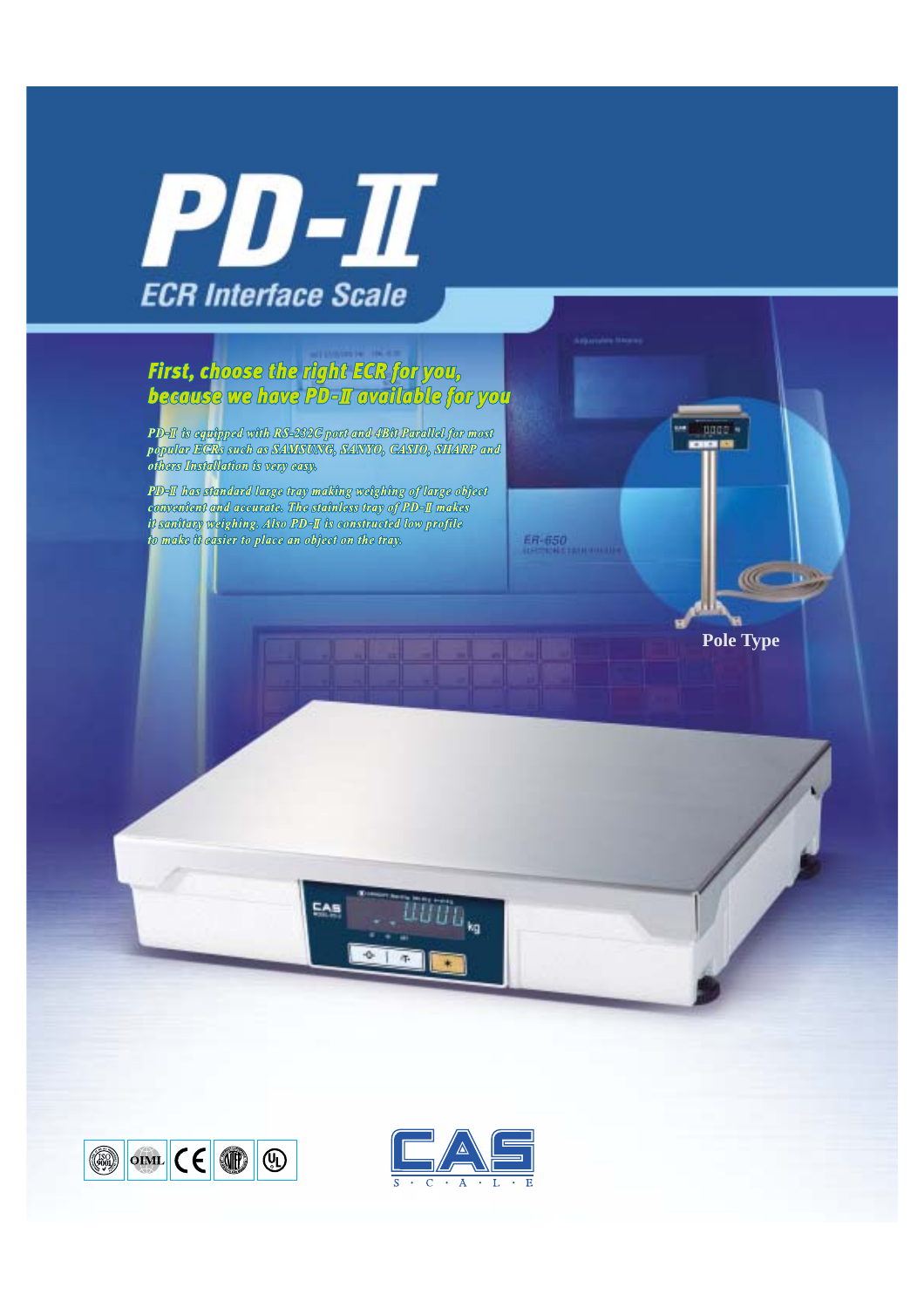# PD-II

## ECR Interface Scale

### First, choose the right ECR for you, because we have PD-II available for you

*PD-II is equipped with RS-232C port and 4Bit Parallel for most popular ECRs such as SAMSUNG, SANYO, CASIO, SHARP and others Installation is very easy.*

*PD-II has standard large tray making weighing of large object convenient and accurate. The stainless tray of PD-II makes it sanitary weighing. Also PD-II is constructed low profile to make it easier to place an object on the tray.*

**Pole Type**

CAS S·C·A·L·E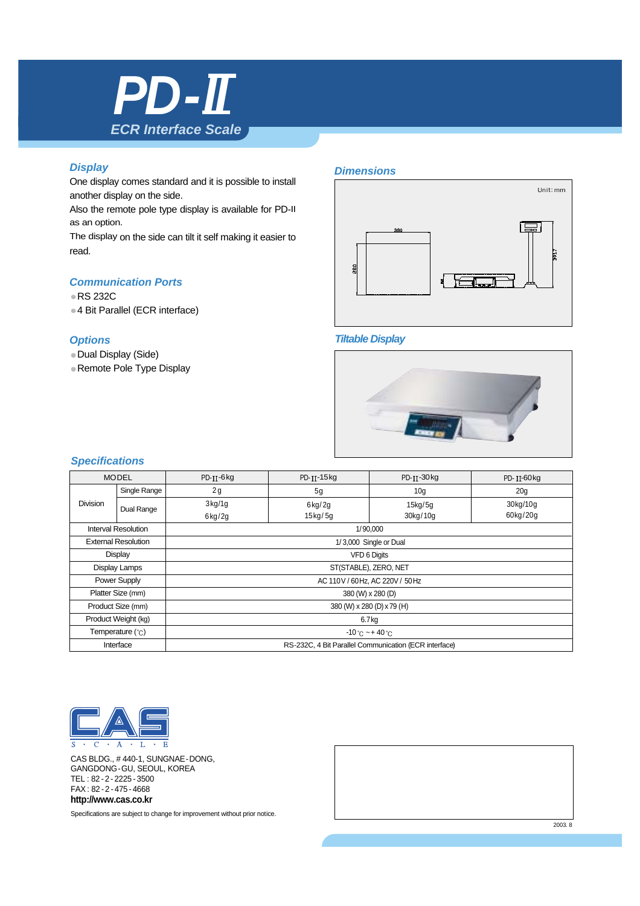# PD-Ⅱ

## ECR Interface Scale

### Display

One display comes standard and it is possible to install another display on the side.
Also the remote pole type display is available for PD-II as an option.
The display on the side can tilt it self making it easier to read.

### Communication Ports

- RS 232C
- 4 Bit Parallel (ECR interface)

### Options

- Dual Display (Side)
- Remote Pole Type Display

### Dimensions

Unit: mm

380

280

399.7

### Tiltable Display

### Specifications

| MODEL | | PD-II-6kg | PD-II-15kg | PD-II-30kg | PD- II-60kg |
|---|---|---|---|---|---|
| Division | Single Range | 2g | 5g | 10g | 20g |
| | Dual Range | 3kg/1g<br>6kg/2g | 6kg/2g<br>15kg/5g | 15kg/5g<br>30kg/10g | 30kg/10g<br>60kg/20g |
| Interval Resolution | | 1/90,000 | | | |
| External Resolution | | 1/3,000 Single or Dual | | | |
| Display | | VFD 6 Digits | | | |
| Display Lamps | | ST(STABLE), ZERO, NET | | | |
| Power Supply | | AC 110V / 60Hz, AC 220V / 50Hz | | | |
| Platter Size (mm) | | 380 (W) x 280 (D) | | | |
| Product Size (mm) | | 380 (W) x 280 (D) x 79 (H) | | | |
| Product Weight (kg) | | 6.7kg | | | |
| Temperature (℃) | | -10℃ ~ + 40℃ | | | |
| Interface | | RS-232C, 4 Bit Parallel Communication (ECR interface) | | | |

CAS
S · C · A · L · E

CAS BLDG., # 440-1, SUNGNAE-DONG,
GANGDONG-GU, SEOUL, KOREA
TEL : 82-2-2225-3500
FAX : 82-2-475-4668
**http://www.cas.co.kr**

Specifications are subject to change for improvement without prior notice.

2003. 8